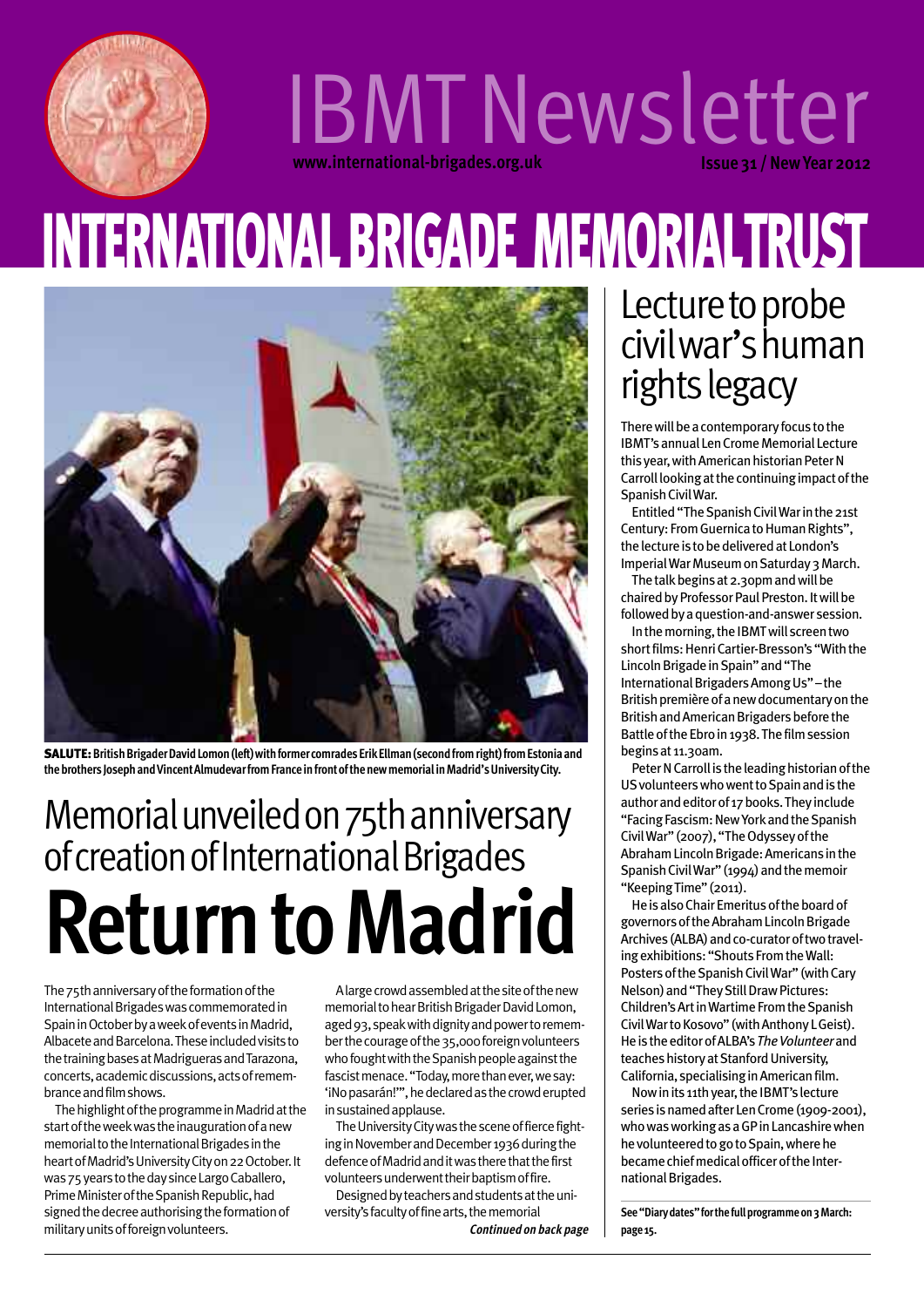# IBMT Newsletter

www.international-brigades.org.uk

Issue 31 / New Year 2012

# INTERNATIONAL BRIGADE MEMORIAL TRUST

**SALUTE:** British Brigader David Lomon (left) with former comrades Erik Ellman (second from right) from Estonia and the brothers Joseph and Vincent Almudevar from France in front of the new memorial in Madrid's University City.

## Memorial unveiled on 75th anniversary of creation of International Brigades

# Return to Madrid

The 75th anniversary of the formation of the International Brigades was commemorated in Spain in October by a week of events in Madrid, Albacete and Barcelona. These included visits to the training bases at Madrigueras and Tarazona, concerts, academic discussions, acts of remembrance and film shows.

The highlight of the programme in Madrid at the start of the week was the inauguration of a new memorial to the International Brigades in the heart of Madrid's University City on 22 October. It was 75 years to the day since Largo Caballero, Prime Minister of the Spanish Republic, had signed the decree authorising the formation of military units of foreign volunteers.

A large crowd assembled at the site of the new memorial to hear British Brigader David Lomon, aged 93, speak with dignity and power to remember the courage of the 35,000 foreign volunteers who fought with the Spanish people against the fascist menace. "Today, more than ever, we say: '¡No pasarán!'", he declared as the crowd erupted in sustained applause.

The University City was the scene of fierce fighting in November and December 1936 during the defence of Madrid and it was there that the first volunteers underwent their baptism of fire.

Designed by teachers and students at the university's faculty of fine arts, the memorial

*Continued on back page*

## Lecture to probe civil war's human rights legacy

There will be a contemporary focus to the IBMT's annual Len Crome Memorial Lecture this year, with American historian Peter N Carroll looking at the continuing impact of the Spanish Civil War.

Entitled "The Spanish Civil War in the 21st Century: From Guernica to Human Rights", the lecture is to be delivered at London's Imperial War Museum on Saturday 3 March.

The talk begins at 2.30pm and will be chaired by Professor Paul Preston. It will be followed by a question-and-answer session.

In the morning, the IBMT will screen two short films: Henri Cartier-Bresson's "With the Lincoln Brigade in Spain" and "The International Brigaders Among Us" – the British première of a new documentary on the British and American Brigaders before the Battle of the Ebro in 1938. The film session begins at 11.30am.

Peter N Carroll is the leading historian of the US volunteers who went to Spain and is the author and editor of 17 books. They include "Facing Fascism: New York and the Spanish Civil War" (2007), "The Odyssey of the Abraham Lincoln Brigade: Americans in the Spanish Civil War" (1994) and the memoir "Keeping Time" (2011).

He is also Chair Emeritus of the board of governors of the Abraham Lincoln Brigade Archives (ALBA) and co-curator of two travelling exhibitions: "Shouts From the Wall: Posters of the Spanish Civil War" (with Cary Nelson) and "They Still Draw Pictures: Children's Art in Wartime From the Spanish Civil War to Kosovo" (with Anthony L Geist). He is the editor of ALBA's *The Volunteer* and teaches history at Stanford University, California, specialising in American film.

Now in its 11th year, the IBMT's lecture series is named after Len Crome (1909-2001), who was working as a GP in Lancashire when he volunteered to go to Spain, where he became chief medical officer of the International Brigades.

**See "Diary dates" for the full programme on 3 March: page 15.**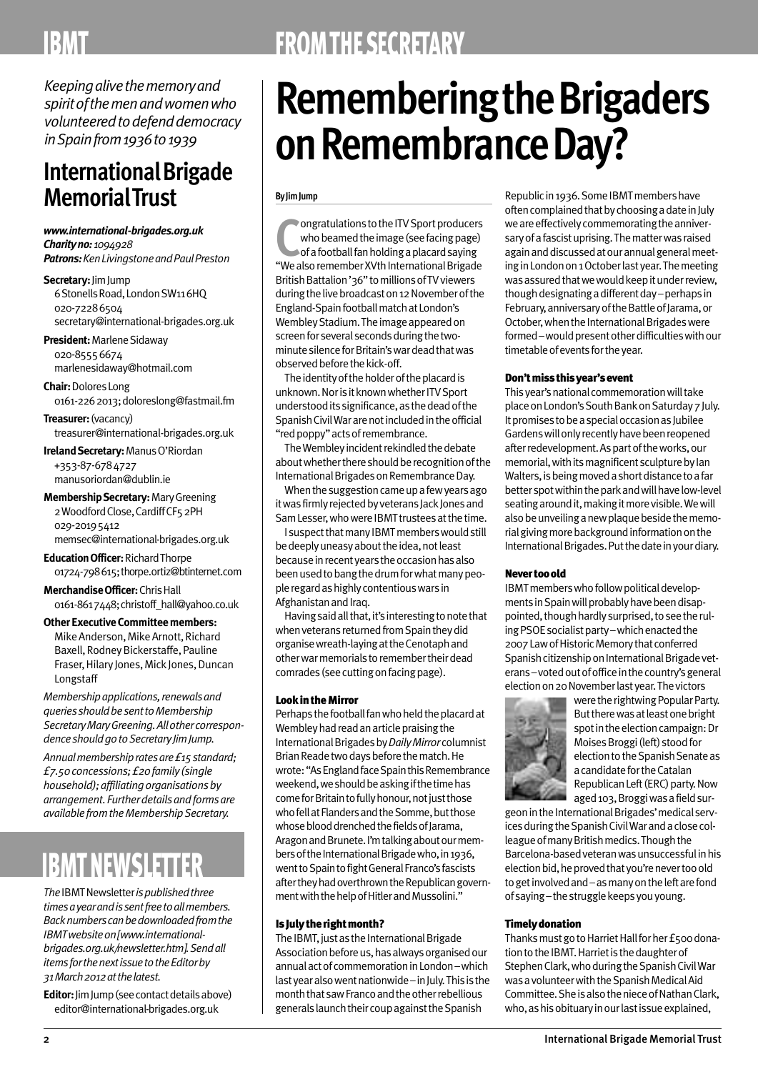## IBMT

*Keeping alive the memory and spirit of the men and women who volunteered to defend democracy in Spain from 1936 to 1939*

## International Brigade Memorial Trust

***www.international-brigades.org.uk***
***Charity no:** 1094928*
***Patrons:** Ken Livingstone and Paul Preston*

**Secretary:** Jim Jump
6 Stonells Road, London SW11 6HQ
020-7228 6504
secretary@international-brigades.org.uk

**President:** Marlene Sidaway
020-8555 6674
marlenesidaway@hotmail.com

**Chair:** Dolores Long
0161-226 2013; doloreslong@fastmail.fm

**Treasurer:** (vacancy)
treasurer@international-brigades.org.uk

**Ireland Secretary:** Manus O'Riordan
+353-87-678 4727
manusoriordan@dublin.ie

**Membership Secretary:** Mary Greening
2 Woodford Close, Cardiff CF5 2PH
029-2019 5412
memsec@international-brigades.org.uk

**Education Officer:** Richard Thorpe
01724-798 615; thorpe.ortiz@btinternet.com

**Merchandise Officer:** Chris Hall
0161-861 7448; christoff_hall@yahoo.co.uk

**Other Executive Committee members:**
Mike Anderson, Mike Arnott, Richard Baxell, Rodney Bickerstaffe, Pauline Fraser, Hilary Jones, Mick Jones, Duncan Longstaff

*Membership applications, renewals and queries should be sent to Membership Secretary Mary Greening. All other correspondence should go to Secretary Jim Jump.*

*Annual membership rates are £15 standard; £7.50 concessions; £20 family (single household); affiliating organisations by arrangement. Further details and forms are available from the Membership Secretary.*

## IBMT NEWSLETTER

*The* IBMT Newsletter *is published three times a year and is sent free to all members. Back numbers can be downloaded from the IBMT website on [www.international-brigades.org.uk/newsletter.htm]. Send all items for the next issue to the Editor by 31 March 2012 at the latest.*

**Editor:** Jim Jump (see contact details above)
editor@international-brigades.org.uk

## FROM THE SECRETARY

# Remembering the Brigaders on Remembrance Day?

**By Jim Jump**

Congratulations to the ITV Sport producers who beamed the image (see facing page) of a football fan holding a placard saying "We also remember XVth International Brigade British Battalion '36" to millions of TV viewers during the live broadcast on 12 November of the England-Spain football match at London's Wembley Stadium. The image appeared on screen for several seconds during the two-minute silence for Britain's war dead that was observed before the kick-off.

The identity of the holder of the placard is unknown. Nor is it known whether ITV Sport understood its significance, as the dead of the Spanish Civil War are not included in the official "red poppy" acts of remembrance.

The Wembley incident rekindled the debate about whether there should be recognition of the International Brigades on Remembrance Day.

When the suggestion came up a few years ago it was firmly rejected by veterans Jack Jones and Sam Lesser, who were IBMT trustees at the time.

I suspect that many IBMT members would still be deeply uneasy about the idea, not least because in recent years the occasion has also been used to bang the drum for what many people regard as highly contentious wars in Afghanistan and Iraq.

Having said all that, it's interesting to note that when veterans returned from Spain they did organise wreath-laying at the Cenotaph and other war memorials to remember their dead comrades (see cutting on facing page).

### Look in the Mirror

Perhaps the football fan who held the placard at Wembley had read an article praising the International Brigades by *Daily Mirror* columnist Brian Reade two days before the match. He wrote: "As England face Spain this Remembrance weekend, we should be asking if the time has come for Britain to fully honour, not just those who fell at Flanders and the Somme, but those whose blood drenched the fields of Jarama, Aragon and Brunete. I'm talking about our members of the International Brigade who, in 1936, went to Spain to fight General Franco's fascists after they had overthrown the Republican government with the help of Hitler and Mussolini."

### Is July the right month?

The IBMT, just as the International Brigade Association before us, has always organised our annual act of commemoration in London – which last year also went nationwide – in July. This is the month that saw Franco and the other rebellious generals launch their coup against the Spanish Republic in 1936. Some IBMT members have often complained that by choosing a date in July we are effectively commemorating the anniversary of a fascist uprising. The matter was raised again and discussed at our annual general meeting in London on 1 October last year. The meeting was assured that we would keep it under review, though designating a different day – perhaps in February, anniversary of the Battle of Jarama, or October, when the International Brigades were formed – would present other difficulties with our timetable of events for the year.

### Don't miss this year's event

This year's national commemoration will take place on London's South Bank on Saturday 7 July. It promises to be a special occasion as Jubilee Gardens will only recently have been reopened after redevelopment. As part of the works, our memorial, with its magnificent sculpture by Ian Walters, is being moved a short distance to a far better spot within the park and will have low-level seating around it, making it more visible. We will also be unveiling a new plaque beside the memorial giving more background information on the International Brigades. Put the date in your diary.

### Never too old

IBMT members who follow political developments in Spain will probably have been disappointed, though hardly surprised, to see the ruling PSOE socialist party – which enacted the 2007 Law of Historic Memory that conferred Spanish citizenship on International Brigade veterans – voted out of office in the country's general election on 20 November last year. The victors were the rightwing Popular Party. But there was at least one bright spot in the election campaign: Dr Moises Broggi (left) stood for election to the Spanish Senate as a candidate for the Catalan Republican Left (ERC) party. Now aged 103, Broggi was a field surgeon in the International Brigades' medical services during the Spanish Civil War and a close colleague of many British medics. Though the Barcelona-based veteran was unsuccessful in his election bid, he proved that you're never too old to get involved and – as many on the left are fond of saying – the struggle keeps you young.

### Timely donation

Thanks must go to Harriet Hall for her £500 donation to the IBMT. Harriet is the daughter of Stephen Clark, who during the Spanish Civil War was a volunteer with the Spanish Medical Aid Committee. She is also the niece of Nathan Clark, who, as his obituary in our last issue explained,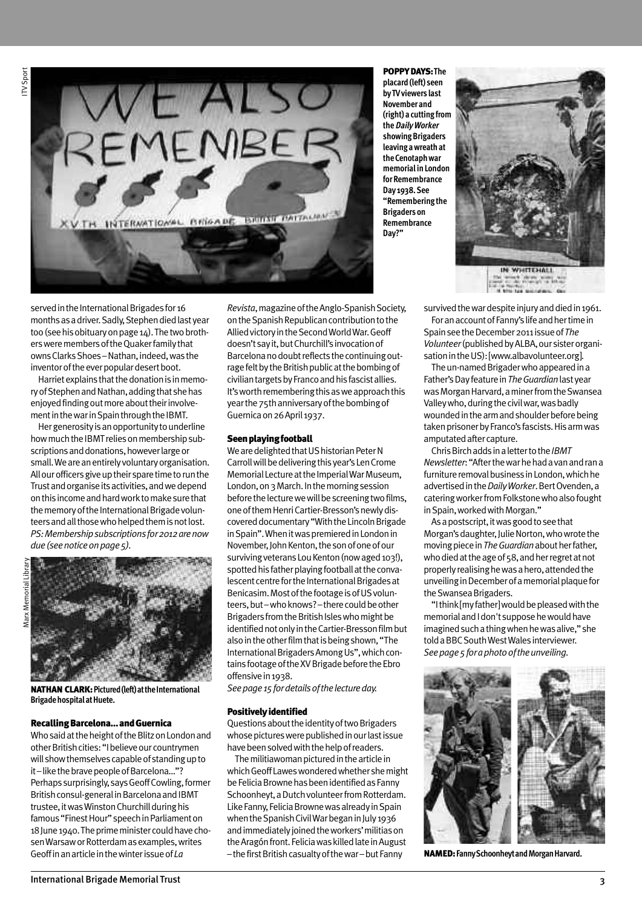**POPPY DAYS:** The placard (left) seen by TV viewers last November and (right) a cutting from the *Daily Worker* showing Brigaders leaving a wreath at the Cenotaph war memorial in London for Remembrance Day 1938. See "Remembering the Brigaders on Remembrance Day?"

served in the International Brigades for 16 months as a driver. Sadly, Stephen died last year too (see his obituary on page 14). The two brothers were members of the Quaker family that owns Clarks Shoes – Nathan, indeed, was the inventor of the ever popular desert boot.

Harriet explains that the donation is in memory of Stephen and Nathan, adding that she has enjoyed finding out more about their involvement in the war in Spain through the IBMT.

Her generosity is an opportunity to underline how much the IBMT relies on membership subscriptions and donations, however large or small. We are an entirely voluntary organisation. All our officers give up their spare time to run the Trust and organise its activities, and we depend on this income and hard work to make sure that the memory of the International Brigade volunteers and all those who helped them is not lost. *PS: Membership subscriptions for 2012 are now due (see notice on page 5).*

**NATHAN CLARK:** Pictured (left) at the International Brigade hospital at Huete.

### Recalling Barcelona... and Guernica

Who said at the height of the Blitz on London and other British cities: "I believe our countrymen will show themselves capable of standing up to it – like the brave people of Barcelona..."? Perhaps surprisingly, says Geoff Cowling, former British consul-general in Barcelona and IBMT trustee, it was Winston Churchill during his famous "Finest Hour" speech in Parliament on 18 June 1940. The prime minister could have chosen Warsaw or Rotterdam as examples, writes Geoff in an article in the winter issue of *La Revista*, magazine of the Anglo-Spanish Society, on the Spanish Republican contribution to the Allied victory in the Second World War. Geoff doesn't say it, but Churchill's invocation of Barcelona no doubt reflects the continuing outrage felt by the British public at the bombing of civilian targets by Franco and his fascist allies. It's worth remembering this as we approach this year the 75th anniversary of the bombing of Guernica on 26 April 1937.

### Seen playing football

We are delighted that US historian Peter N Carroll will be delivering this year's Len Crome Memorial Lecture at the Imperial War Museum, London, on 3 March. In the morning session before the lecture we will be screening two films, one of them Henri Cartier-Bresson's newly discovered documentary "With the Lincoln Brigade in Spain". When it was premiered in London in November, John Kenton, the son of one of our surviving veterans Lou Kenton (now aged 103!), spotted his father playing football at the convalescent centre for the International Brigades at Benicasim. Most of the footage is of US volunteers, but – who knows? – there could be other Brigaders from the British Isles who might be identified not only in the Cartier-Bresson film but also in the other film that is being shown, "The International Brigaders Among Us", which contains footage of the XV Brigade before the Ebro offensive in 1938.
*See page 15 for details of the lecture day.*

### Positively identified

Questions about the identity of two Brigaders whose pictures were published in our last issue have been solved with the help of readers.

The militiawoman pictured in the article in which Geoff Lawes wondered whether she might be Felicia Browne has been identified as Fanny Schoonheyt, a Dutch volunteer from Rotterdam. Like Fanny, Felicia Browne was already in Spain when the Spanish Civil War began in July 1936 and immediately joined the workers' militias on the Aragón front. Felicia was killed late in August – the first British casualty of the war – but Fanny survived the war despite injury and died in 1961.

For an account of Fanny's life and her time in Spain see the December 2011 issue of *The Volunteer* (published by ALBA, our sister organisation in the US): [www.albavolunteer.org].

The un-named Brigader who appeared in a Father's Day feature in *The Guardian* last year was Morgan Harvard, a miner from the Swansea Valley who, during the civil war, was badly wounded in the arm and shoulder before being taken prisoner by Franco's fascists. His arm was amputated after capture.

Chris Birch adds in a letter to the *IBMT Newsletter*: "After the war he had a van and ran a furniture removal business in London, which he advertised in the *Daily Worker*. Bert Ovenden, a catering worker from Folkstone who also fought in Spain, worked with Morgan."

As a postscript, it was good to see that Morgan's daughter, Julie Norton, who wrote the moving piece in *The Guardian* about her father, who died at the age of 58, and her regret at not properly realising he was a hero, attended the unveiling in December of a memorial plaque for the Swansea Brigaders.

"I think [my father] would be pleased with the memorial and I don't suppose he would have imagined such a thing when he was alive," she told a BBC South West Wales interviewer.
*See page 5 for a photo of the unveiling.*

**NAMED:** Fanny Schoonheyt and Morgan Harvard.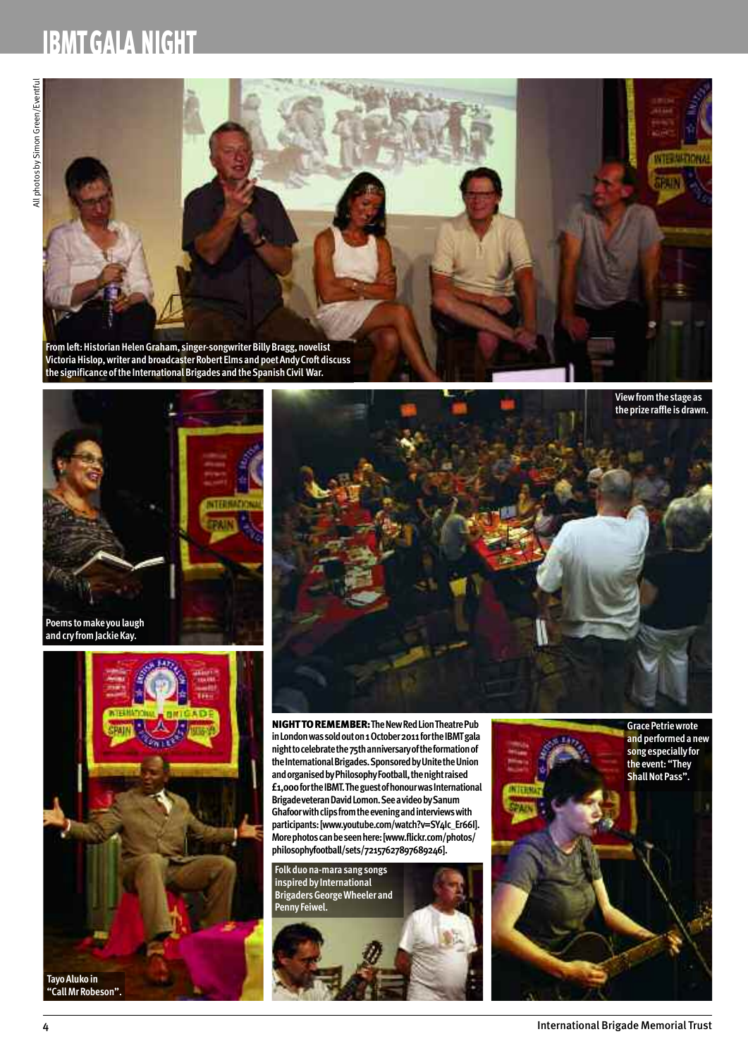# IBMT GALA NIGHT

All photos by Simon Green/Eventful

From left: Historian Helen Graham, singer-songwriter Billy Bragg, novelist Victoria Hislop, writer and broadcaster Robert Elms and poet Andy Croft discuss the significance of the International Brigades and the Spanish Civil War.

Poems to make you laugh and cry from Jackie Kay.

View from the stage as the prize raffle is drawn.

Tayo Aluko in "Call Mr Robeson".

**NIGHT TO REMEMBER:** The New Red Lion Theatre Pub in London was sold out on 1 October 2011 for the IBMT gala night to celebrate the 75th anniversary of the formation of the International Brigades. Sponsored by Unite the Union and organised by Philosophy Football, the night raised £1,000 for the IBMT. The guest of honour was International Brigade veteran David Lomon. See a video by Sanum Ghafoor with clips from the evening and interviews with participants: [www.youtube.com/watch?v=SY4lc_Er66I]. More photos can be seen here: [www.flickr.com/photos/philosophyfootball/sets/72157627897689246].

Folk duo na-mara sang songs inspired by International Brigaders George Wheeler and Penny Feiwel.

Grace Petrie wrote and performed a new song especially for the event: "They Shall Not Pass".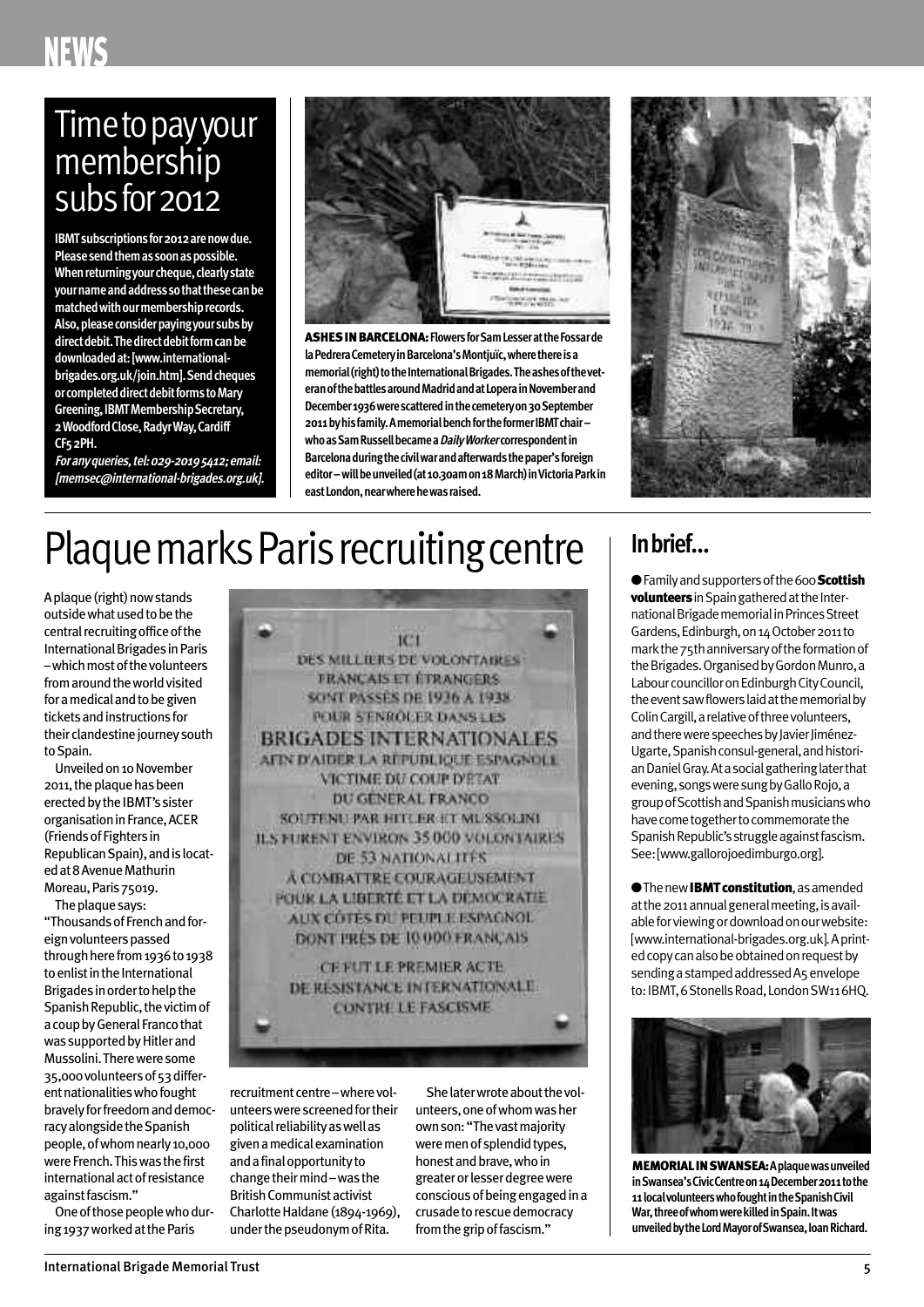# Time to pay your membership subs for 2012

**IBMT subscriptions for 2012 are now due. Please send them as soon as possible. When returning your cheque, clearly state your name and address so that these can be matched with our membership records. Also, please consider paying your subs by direct debit. The direct debit form can be downloaded at: [www.international-brigades.org.uk/join.htm]. Send cheques or completed direct debit forms to Mary Greening, IBMT Membership Secretary, 2 Woodford Close, Radyr Way, Cardiff CF5 2PH.**

***For any queries, tel: 029-2019 5412; email: [memsec@international-brigades.org.uk].***

**ASHES IN BARCELONA: Flowers for Sam Lesser at the Fossar de la Pedrera Cemetery in Barcelona's Montjuïc, where there is a memorial (right) to the International Brigades. The ashes of the veteran of the battles around Madrid and at Lopera in November and December 1936 were scattered in the cemetery on 30 September 2011 by his family. A memorial bench for the former IBMT chair – who as Sam Russell became a *Daily Worker* correspondent in Barcelona during the civil war and afterwards the paper's foreign editor – will be unveiled (at 10.30am on 18 March) in Victoria Park in east London, near where he was raised.**

# Plaque marks Paris recruiting centre

A plaque (right) now stands outside what used to be the central recruiting office of the International Brigades in Paris – which most of the volunteers from around the world visited for a medical and to be given tickets and instructions for their clandestine journey south to Spain.

Unveiled on 10 November 2011, the plaque has been erected by the IBMT's sister organisation in France, ACER (Friends of Fighters in Republican Spain), and is located at 8 Avenue Mathurin Moreau, Paris 75019.

The plaque says: "Thousands of French and foreign volunteers passed through here from 1936 to 1938 to enlist in the International Brigades in order to help the Spanish Republic, the victim of a coup by General Franco that was supported by Hitler and Mussolini. There were some 35,000 volunteers of 53 different nationalities who fought bravely for freedom and democracy alongside the Spanish people, of whom nearly 10,000 were French. This was the first international act of resistance against fascism."

One of those people who during 1937 worked at the Paris recruitment centre – where volunteers were screened for their political reliability as well as given a medical examination and a final opportunity to change their mind – was the British Communist activist Charlotte Haldane (1894-1969), under the pseudonym of Rita.

She later wrote about the volunteers, one of whom was her own son: "The vast majority were men of splendid types, honest and brave, who in greater or lesser degree were conscious of being engaged in a crusade to rescue democracy from the grip of fascism."

## In brief...

● Family and supporters of the 600 **Scottish volunteers** in Spain gathered at the International Brigade memorial in Princes Street Gardens, Edinburgh, on 14 October 2011 to mark the 75th anniversary of the formation of the Brigades. Organised by Gordon Munro, a Labour councillor on Edinburgh City Council, the event saw flowers laid at the memorial by Colin Cargill, a relative of three volunteers, and there were speeches by Javier Jiménez-Ugarte, Spanish consul-general, and historian Daniel Gray. At a social gathering later that evening, songs were sung by Gallo Rojo, a group of Scottish and Spanish musicians who have come together to commemorate the Spanish Republic's struggle against fascism. See: [www.gallorojoedimburgo.org].

● The new **IBMT constitution**, as amended at the 2011 annual general meeting, is available for viewing or download on our website: [www.international-brigades.org.uk]. A printed copy can also be obtained on request by sending a stamped addressed A5 envelope to: IBMT, 6 Stonells Road, London SW11 6HQ.

**MEMORIAL IN SWANSEA: A plaque was unveiled in Swansea's Civic Centre on 14 December 2011 to the 11 local volunteers who fought in the Spanish Civil War, three of whom were killed in Spain. It was unveiled by the Lord Mayor of Swansea, Ioan Richard.**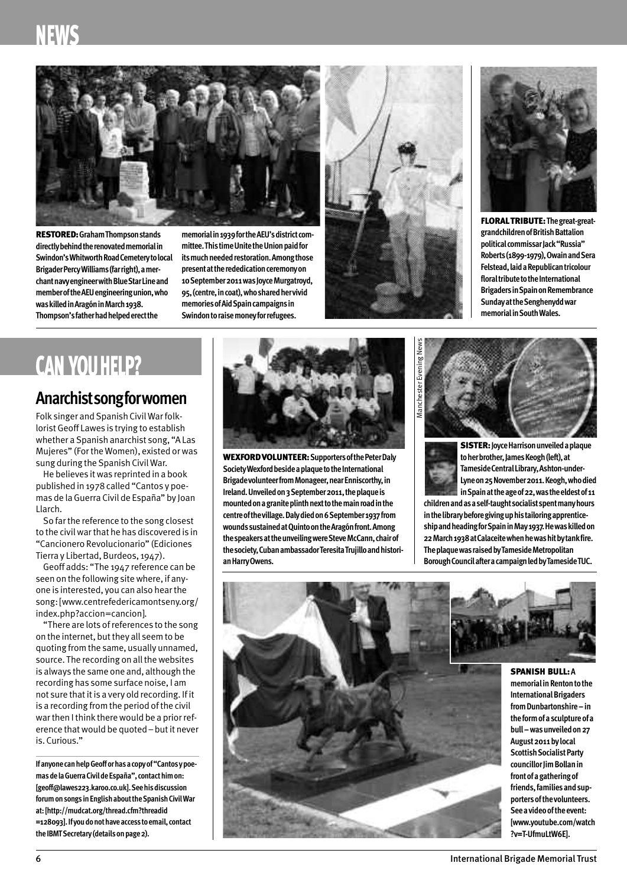# NEWS

**RESTORED:** Graham Thompson stands directly behind the renovated memorial in Swindon's Whitworth Road Cemetery to local Brigader Percy Williams (far right), a merchant navy engineer with Blue Star Line and member of the AEU engineering union, who was killed in Aragón in March 1938. Thompson's father had helped erect the memorial in 1939 for the AEU's district committee. This time Unite the Union paid for its much needed restoration. Among those present at the rededication ceremony on 10 September 2011 was Joyce Murgatroyd, 95, (centre, in coat), who shared her vivid memories of Aid Spain campaigns in Swindon to raise money for refugees.

**FLORAL TRIBUTE:** The great-great-grandchildren of British Battalion political commissar Jack "Russia" Roberts (1899-1979), Owain and Sera Felstead, laid a Republican tricolour floral tribute to the International Brigaders in Spain on Remembrance Sunday at the Senghenydd war memorial in South Wales.

## CAN YOU HELP?

### Anarchist song for women

Folk singer and Spanish Civil War folklorist Geoff Lawes is trying to establish whether a Spanish anarchist song, "A Las Mujeres" (For the Women), existed or was sung during the Spanish Civil War.

He believes it was reprinted in a book published in 1978 called "Cantos y poemas de la Guerra Civil de España" by Joan Llarch.

So far the reference to the song closest to the civil war that he has discovered is in "Cancionero Revolucionario" (Ediciones Tierra y Libertad, Burdeos, 1947).

Geoff adds: "The 1947 reference can be seen on the following site where, if anyone is interested, you can also hear the song: [www.centrefedericamontseny.org/index.php?accion=cancion].

"There are lots of references to the song on the internet, but they all seem to be quoting from the same, usually unnamed, source. The recording on all the websites is always the same one and, although the recording has some surface noise, I am not sure that it is a very old recording. If it is a recording from the period of the civil war then I think there would be a prior reference that would be quoted – but it never is. Curious."

**If anyone can help Geoff or has a copy of "Cantos y poemas de la Guerra Civil de España", contact him on: [geoff@lawes223.karoo.co.uk]. See his discussion forum on songs in English about the Spanish Civil War at: [http://mudcat.org/thread.cfm?threadid=128093]. If you do not have access to email, contact the IBMT Secretary (details on page 2).**

**WEXFORD VOLUNTEER:** Supporters of the Peter Daly Society Wexford beside a plaque to the International Brigade volunteer from Monageer, near Enniscorthy, in Ireland. Unveiled on 3 September 2011, the plaque is mounted on a granite plinth next to the main road in the centre of the village. Daly died on 6 September 1937 from wounds sustained at Quinto on the Aragón front. Among the speakers at the unveiling were Steve McCann, chair of the society, Cuban ambassador Teresita Trujillo and historian Harry Owens.

Manchester Evening News

**SISTER:** Joyce Harrison unveiled a plaque to her brother, James Keogh (left), at Tameside Central Library, Ashton-under-Lyne on 25 November 2011. Keogh, who died in Spain at the age of 22, was the eldest of 11 children and as a self-taught socialist spent many hours in the library before giving up his tailoring apprenticeship and heading for Spain in May 1937. He was killed on 22 March 1938 at Calaceite when he was hit by tank fire. The plaque was raised by Tameside Metropolitan Borough Council after a campaign led by Tameside TUC.

**SPANISH BULL:** A memorial in Renton to the International Brigaders from Dunbartonshire – in the form of a sculpture of a bull – was unveiled on 27 August 2011 by local Scottish Socialist Party councillor Jim Bollan in front of a gathering of friends, families and supporters of the volunteers. See a video of the event: [www.youtube.com/watch?v=T-UfmuLtW6E].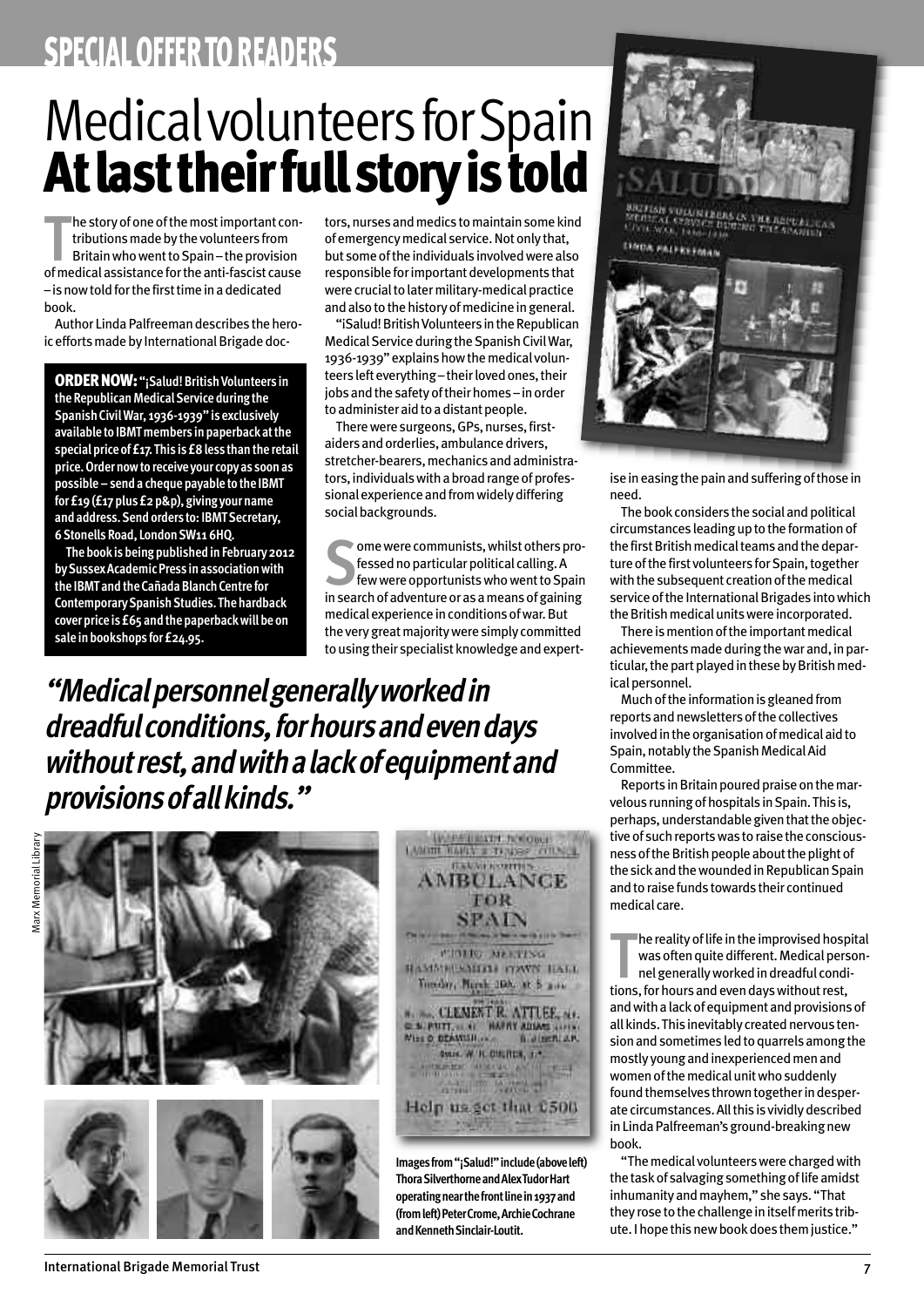## SPECIAL OFFER TO READERS

# Medical volunteers for Spain
# At last their full story is told

The story of one of the most important contributions made by the volunteers from Britain who went to Spain – the provision of medical assistance for the anti-fascist cause – is now told for the first time in a dedicated book.

Author Linda Palfreeman describes the heroic efforts made by International Brigade doctors, nurses and medics to maintain some kind of emergency medical service. Not only that, but some of the individuals involved were also responsible for important developments that were crucial to later military-medical practice and also to the history of medicine in general.

"¡Salud! British Volunteers in the Republican Medical Service during the Spanish Civil War, 1936-1939" explains how the medical volunteers left everything – their loved ones, their jobs and the safety of their homes – in order to administer aid to a distant people.

There were surgeons, GPs, nurses, first-aiders and orderlies, ambulance drivers, stretcher-bearers, mechanics and administrators, individuals with a broad range of professional experience and from widely differing social backgrounds.

Some were communists, whilst others professed no particular political calling. A few were opportunists who went to Spain in search of adventure or as a means of gaining medical experience in conditions of war. But the very great majority were simply committed to using their specialist knowledge and expertise in easing the pain and suffering of those in need.

The book considers the social and political circumstances leading up to the formation of the first British medical teams and the departure of the first volunteers for Spain, together with the subsequent creation of the medical service of the International Brigades into which the British medical units were incorporated.

There is mention of the important medical achievements made during the war and, in particular, the part played in these by British medical personnel.

Much of the information is gleaned from reports and newsletters of the collectives involved in the organisation of medical aid to Spain, notably the Spanish Medical Aid Committee.

Reports in Britain poured praise on the marvelous running of hospitals in Spain. This is, perhaps, understandable given that the objective of such reports was to raise the consciousness of the British people about the plight of the sick and the wounded in Republican Spain and to raise funds towards their continued medical care.

The reality of life in the improvised hospital was often quite different. Medical personnel generally worked in dreadful conditions, for hours and even days without rest, and with a lack of equipment and provisions of all kinds. This inevitably created nervous tension and sometimes led to quarrels among the mostly young and inexperienced men and women of the medical unit who suddenly found themselves thrown together in desperate circumstances. All this is vividly described in Linda Palfreeman's ground-breaking new book.

"The medical volunteers were charged with the task of salvaging something of life amidst inhumanity and mayhem," she says. "That they rose to the challenge in itself merits tribute. I hope this new book does them justice."

**ORDER NOW: "¡Salud! British Volunteers in the Republican Medical Service during the Spanish Civil War, 1936-1939" is exclusively available to IBMT members in paperback at the special price of £17. This is £8 less than the retail price. Order now to receive your copy as soon as possible – send a cheque payable to the IBMT for £19 (£17 plus £2 p&p), giving your name and address. Send orders to: IBMT Secretary, 6 Stonells Road, London SW11 6HQ.**

**The book is being published in February 2012 by Sussex Academic Press in association with the IBMT and the Cañada Blanch Centre for Contemporary Spanish Studies. The hardback cover price is £65 and the paperback will be on sale in bookshops for £24.95.**

***"Medical personnel generally worked in dreadful conditions, for hours and even days without rest, and with a lack of equipment and provisions of all kinds."***

Marx Memorial Library

**Images from "¡Salud!" include (above left) Thora Silverthorne and Alex Tudor Hart operating near the front line in 1937 and (from left) Peter Crome, Archie Cochrane and Kenneth Sinclair-Loutit.**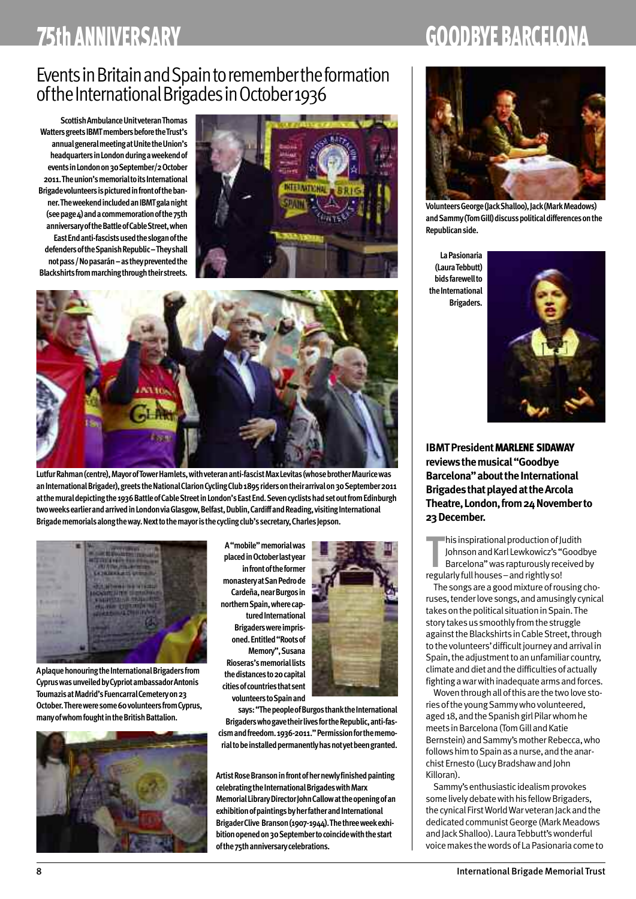# 75th ANNIVERSARY

## Events in Britain and Spain to remember the formation of the International Brigades in October 1936

**Scottish Ambulance Unit veteran Thomas Watters greets IBMT members before the Trust's annual general meeting at Unite the Union's headquarters in London during a weekend of events in London on 30 September/2 October 2011. The union's memorial to its International Brigade volunteers is pictured in front of the banner. The weekend included an IBMT gala night (see page 4) and a commemoration of the 75th anniversary of the Battle of Cable Street, when East End anti-fascists used the slogan of the defenders of the Spanish Republic – They shall not pass / No pasarán – as they prevented the Blackshirts from marching through their streets.**

**Lutfur Rahman (centre), Mayor of Tower Hamlets, with veteran anti-fascist Max Levitas (whose brother Maurice was an International Brigader), greets the National Clarion Cycling Club 1895 riders on their arrival on 30 September 2011 at the mural depicting the 1936 Battle of Cable Street in London's East End. Seven cyclists had set out from Edinburgh two weeks earlier and arrived in London via Glasgow, Belfast, Dublin, Cardiff and Reading, visiting International Brigade memorials along the way. Next to the mayor is the cycling club's secretary, Charles Jepson.**

**A plaque honouring the International Brigaders from Cyprus was unveiled by Cypriot ambassador Antonis Toumazis at Madrid's Fuencarral Cemetery on 23 October. There were some 60 volunteers from Cyprus, many of whom fought in the British Battalion.**

**A "mobile" memorial was placed in October last year in front of the former monastery at San Pedro de Cardeña, near Burgos in northern Spain, where captured International Brigaders were imprisoned. Entitled "Roots of Memory", Susana Rioseras's memorial lists the distances to 20 capital cities of countries that sent volunteers to Spain and says: "The people of Burgos thank the International Brigaders who gave their lives for the Republic, anti-fascism and freedom. 1936-2011." Permission for the memorial to be installed permanently has not yet been granted.**

**Artist Rose Branson in front of her newly finished painting celebrating the International Brigades with Marx Memorial Library Director John Callow at the opening of an exhibition of paintings by her father and International Brigader Clive Branson (1907-1944). The three week exhibition opened on 30 September to coincide with the start of the 75th anniversary celebrations.**

# GOODBYE BARCELONA

**Volunteers George (Jack Shalloo), Jack (Mark Meadows) and Sammy (Tom Gill) discuss political differences on the Republican side.**

**La Pasionaria (Laura Tebbutt) bids farewell to the International Brigaders.**

### IBMT President MARLENE SIDAWAY reviews the musical "Goodbye Barcelona" about the International Brigades that played at the Arcola Theatre, London, from 24 November to 23 December.

This inspirational production of Judith Johnson and Karl Lewkowicz's "Goodbye Barcelona" was rapturously received by regularly full houses – and rightly so!

The songs are a good mixture of rousing choruses, tender love songs, and amusingly cynical takes on the political situation in Spain. The story takes us smoothly from the struggle against the Blackshirts in Cable Street, through to the volunteers' difficult journey and arrival in Spain, the adjustment to an unfamiliar country, climate and diet and the difficulties of actually fighting a war with inadequate arms and forces.

Woven through all of this are the two love stories of the young Sammy who volunteered, aged 18, and the Spanish girl Pilar whom he meets in Barcelona (Tom Gill and Katie Bernstein) and Sammy's mother Rebecca, who follows him to Spain as a nurse, and the anarchist Ernesto (Lucy Bradshaw and John Killoran).

Sammy's enthusiastic idealism provokes some lively debate with his fellow Brigaders, the cynical First World War veteran Jack and the dedicated communist George (Mark Meadows and Jack Shalloo). Laura Tebbutt's wonderful voice makes the words of La Pasionaria come to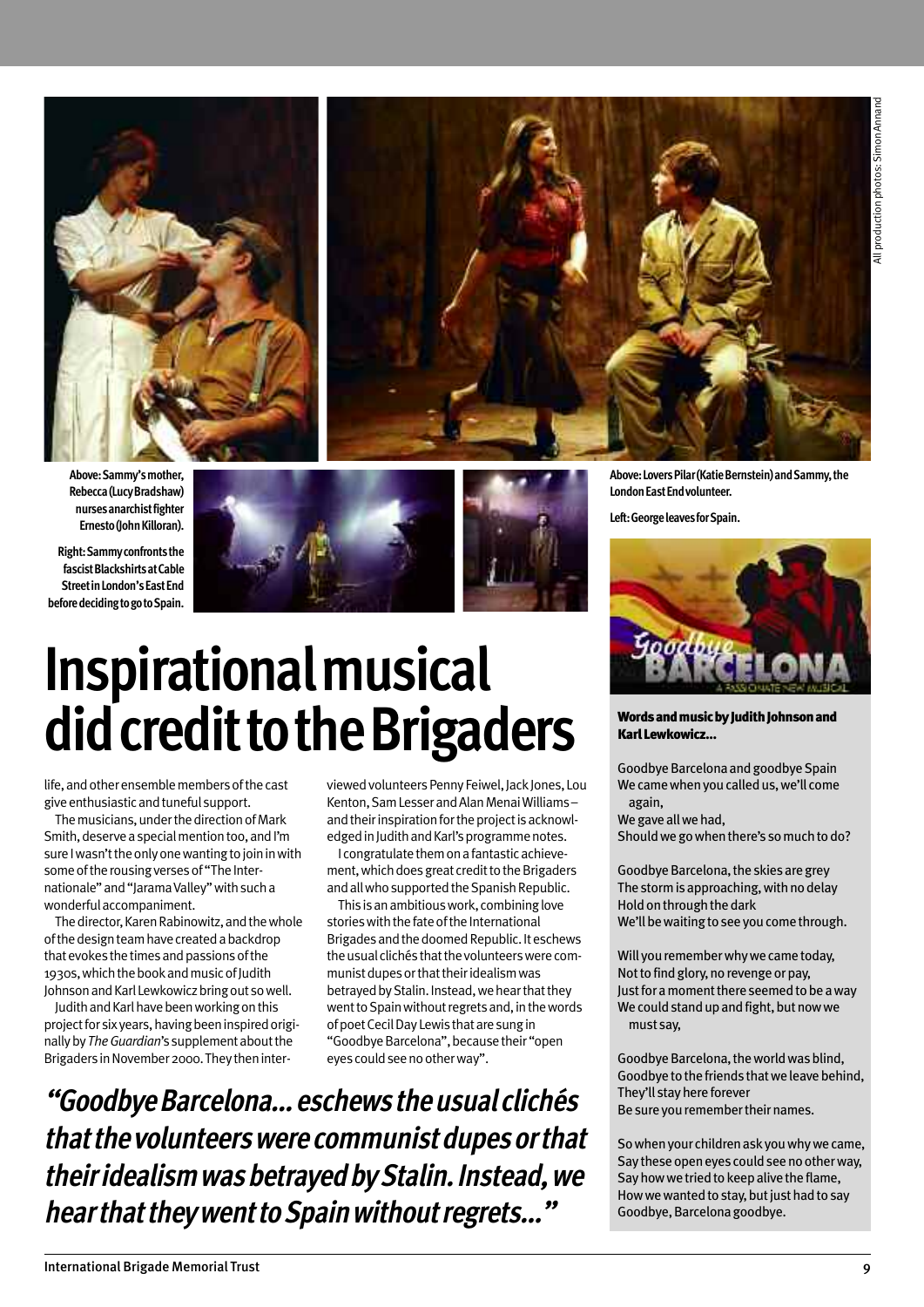Above: Sammy's mother, Rebecca (Lucy Bradshaw) nurses anarchist fighter Ernesto (John Killoran).

Right: Sammy confronts the fascist Blackshirts at Cable Street in London's East End before deciding to go to Spain.

Above: Lovers Pilar (Katie Bernstein) and Sammy, the London East End volunteer.

Left: George leaves for Spain.

All production photos: Simon Annand

# Inspirational musical did credit to the Brigaders

life, and other ensemble members of the cast give enthusiastic and tuneful support.

The musicians, under the direction of Mark Smith, deserve a special mention too, and I'm sure I wasn't the only one wanting to join in with some of the rousing verses of "The Internationale" and "Jarama Valley" with such a wonderful accompaniment.

The director, Karen Rabinowitz, and the whole of the design team have created a backdrop that evokes the times and passions of the 1930s, which the book and music of Judith Johnson and Karl Lewkowicz bring out so well.

Judith and Karl have been working on this project for six years, having been inspired originally by *The Guardian*'s supplement about the Brigaders in November 2000. They then interviewed volunteers Penny Feiwel, Jack Jones, Lou Kenton, Sam Lesser and Alan Menai Williams – and their inspiration for the project is acknowledged in Judith and Karl's programme notes.

I congratulate them on a fantastic achievement, which does great credit to the Brigaders and all who supported the Spanish Republic.

This is an ambitious work, combining love stories with the fate of the International Brigades and the doomed Republic. It eschews the usual clichés that the volunteers were communist dupes or that their idealism was betrayed by Stalin. Instead, we hear that they went to Spain without regrets and, in the words of poet Cecil Day Lewis that are sung in "Goodbye Barcelona", because their "open eyes could see no other way".

***"Goodbye Barcelona... eschews the usual clichés that the volunteers were communist dupes or that their idealism was betrayed by Stalin. Instead, we hear that they went to Spain without regrets..."***

Goodbye BARCELONA

A PASSIONATE NEW MUSICAL

**Words and music by Judith Johnson and Karl Lewkowicz...**

Goodbye Barcelona and goodbye Spain
We came when you called us, we'll come again,
We gave all we had,
Should we go when there's so much to do?

Goodbye Barcelona, the skies are grey
The storm is approaching, with no delay
Hold on through the dark
We'll be waiting to see you come through.

Will you remember why we came today,
Not to find glory, no revenge or pay,
Just for a moment there seemed to be a way
We could stand up and fight, but now we must say,

Goodbye Barcelona, the world was blind,
Goodbye to the friends that we leave behind,
They'll stay here forever
Be sure you remember their names.

So when your children ask you why we came,
Say these open eyes could see no other way,
Say how we tried to keep alive the flame,
How we wanted to stay, but just had to say
Goodbye, Barcelona goodbye.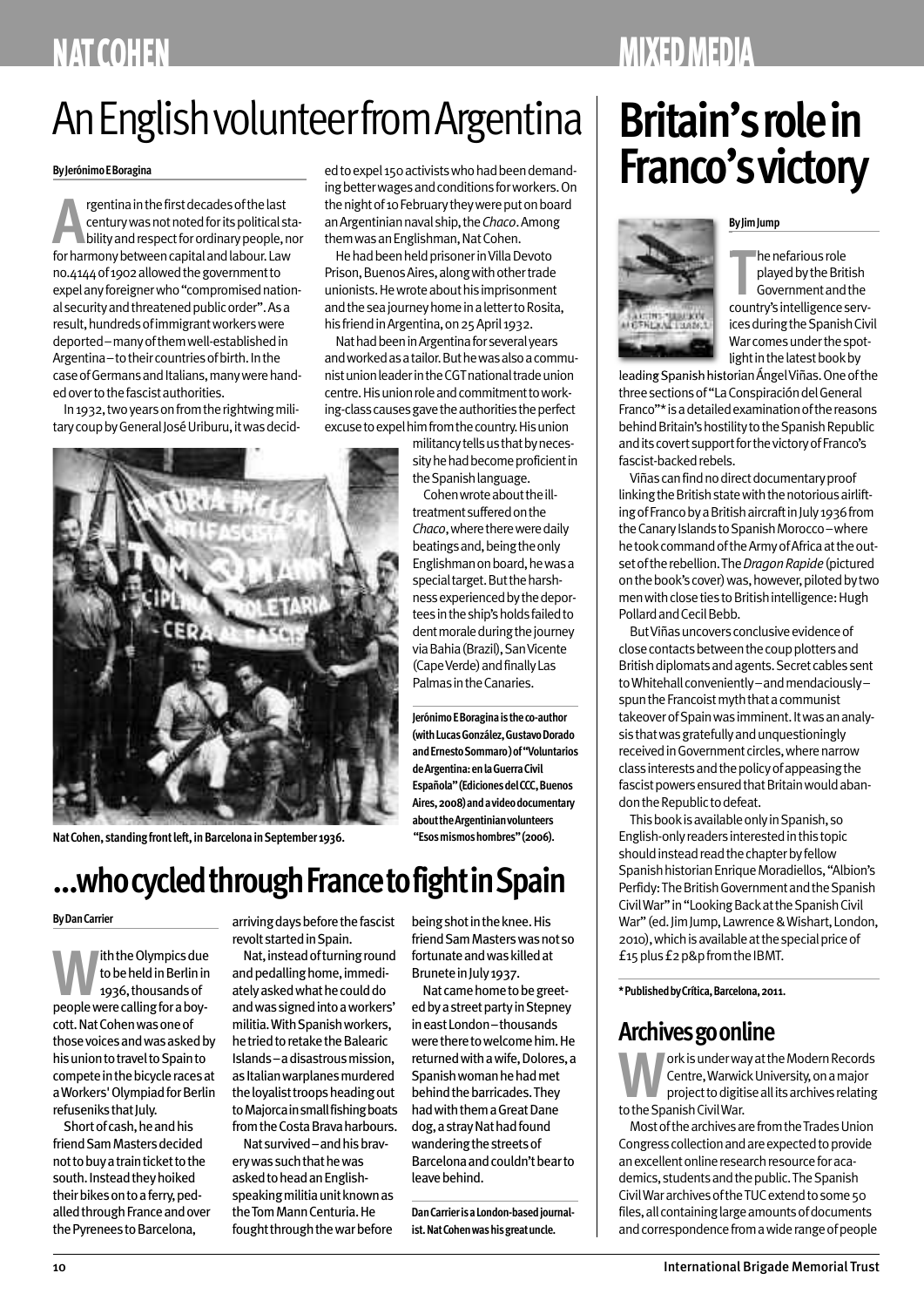# An English volunteer from Argentina

**By Jerónimo E Boragina**

Argentina in the first decades of the last century was not noted for its political stability and respect for ordinary people, nor for harmony between capital and labour. Law no.4144 of 1902 allowed the government to expel any foreigner who "compromised national security and threatened public order". As a result, hundreds of immigrant workers were deported – many of them well-established in Argentina – to their countries of birth. In the case of Germans and Italians, many were handed over to the fascist authorities.

In 1932, two years on from the rightwing military coup by General José Uriburu, it was decided to expel 150 activists who had been demanding better wages and conditions for workers. On the night of 10 February they were put on board an Argentinian naval ship, the *Chaco*. Among them was an Englishman, Nat Cohen.

He had been held prisoner in Villa Devoto Prison, Buenos Aires, along with other trade unionists. He wrote about his imprisonment and the sea journey home in a letter to Rosita, his friend in Argentina, on 25 April 1932.

Nat had been in Argentina for several years and worked as a tailor. But he was also a communist union leader in the CGT national trade union centre. His union role and commitment to working-class causes gave the authorities the perfect excuse to expel him from the country. His union militancy tells us that by necessity he had become proficient in the Spanish language.

Cohen wrote about the ill-treatment suffered on the *Chaco*, where there were daily beatings and, being the only Englishman on board, he was a special target. But the harshness experienced by the deportees in the ship's holds failed to dent morale during the journey via Bahia (Brazil), San Vicente (Cape Verde) and finally Las Palmas in the Canaries.

Nat Cohen, standing front left, in Barcelona in September 1936.

**Jerónimo E Boragina is the co-author (with Lucas González, Gustavo Dorado and Ernesto Sommaro) of "Voluntarios de Argentina: en la Guerra Civil Española" (Ediciones del CCC, Buenos Aires, 2008) and a video documentary about the Argentinian volunteers "Esos mismos hombres" (2006).**

# ...who cycled through France to fight in Spain

**By Dan Carrier**

With the Olympics due to be held in Berlin in 1936, thousands of people were calling for a boycott. Nat Cohen was one of those voices and was asked by his union to travel to Spain to compete in the bicycle races at a Workers' Olympiad for Berlin refuseniks that July.

Short of cash, he and his friend Sam Masters decided not to buy a train ticket to the south. Instead they hoiked their bikes on to a ferry, pedalled through France and over the Pyrenees to Barcelona, arriving days before the fascist revolt started in Spain.

Nat, instead of turning round and pedalling home, immediately asked what he could do and was signed into a workers' militia. With Spanish workers, he tried to retake the Balearic Islands – a disastrous mission, as Italian warplanes murdered the loyalist troops heading out to Majorca in small fishing boats from the Costa Brava harbours.

Nat survived – and his bravery was such that he was asked to head an English-speaking militia unit known as the Tom Mann Centuria. He fought through the war before being shot in the knee. His friend Sam Masters was not so fortunate and was killed at Brunete in July 1937.

Nat came home to be greeted by a street party in Stepney in east London – thousands were there to welcome him. He returned with a wife, Dolores, a Spanish woman he had met behind the barricades. They had with them a Great Dane dog, a stray Nat had found wandering the streets of Barcelona and couldn't bear to leave behind.

**Dan Carrier is a London-based journalist. Nat Cohen was his great uncle.**

# Britain's role in Franco's victory

**By Jim Jump**

The nefarious role played by the British Government and the country's intelligence services during the Spanish Civil War comes under the spotlight in the latest book by leading Spanish historian Ángel Viñas. One of the three sections of "La Conspiración del General Franco"* is a detailed examination of the reasons behind Britain's hostility to the Spanish Republic and its covert support for the victory of Franco's fascist-backed rebels.

Viñas can find no direct documentary proof linking the British state with the notorious airlifting of Franco by a British aircraft in July 1936 from the Canary Islands to Spanish Morocco – where he took command of the Army of Africa at the outset of the rebellion. The *Dragon Rapide* (pictured on the book's cover) was, however, piloted by two men with close ties to British intelligence: Hugh Pollard and Cecil Bebb.

But Viñas uncovers conclusive evidence of close contacts between the coup plotters and British diplomats and agents. Secret cables sent to Whitehall conveniently – and mendaciously – spun the Francoist myth that a communist takeover of Spain was imminent. It was an analysis that was gratefully and unquestioningly received in Government circles, where narrow class interests and the policy of appeasing the fascist powers ensured that Britain would abandon the Republic to defeat.

This book is available only in Spanish, so English-only readers interested in this topic should instead read the chapter by fellow Spanish historian Enrique Moradiellos, "Albion's Perfidy: The British Government and the Spanish Civil War" in "Looking Back at the Spanish Civil War" (ed. Jim Jump, Lawrence & Wishart, London, 2010), which is available at the special price of £15 plus £2 p&p from the IBMT.

**\* Published by Crítica, Barcelona, 2011.**

## Archives go online

Work is under way at the Modern Records Centre, Warwick University, on a major project to digitise all its archives relating to the Spanish Civil War.

Most of the archives are from the Trades Union Congress collection and are expected to provide an excellent online research resource for academics, students and the public. The Spanish Civil War archives of the TUC extend to some 50 files, all containing large amounts of documents and correspondence from a wide range of people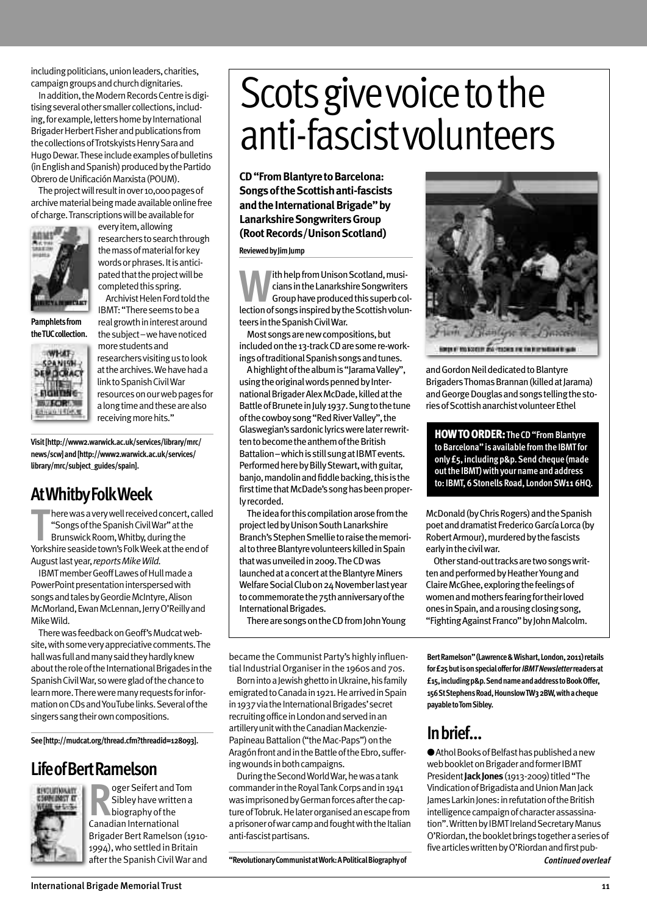including politicians, union leaders, charities, campaign groups and church dignitaries.

In addition, the Modern Records Centre is digitising several other smaller collections, including, for example, letters home by International Brigader Herbert Fisher and publications from the collections of Trotskyists Henry Sara and Hugo Dewar. These include examples of bulletins (in English and Spanish) produced by the Partido Obrero de Unificación Marxista (POUM).

The project will result in over 10,000 pages of archive material being made available online free of charge. Transcriptions will be available for every item, allowing researchers to search through the mass of material for key words or phrases. It is anticipated that the project will be completed this spring.

Archivist Helen Ford told the IBMT: "There seems to be a real growth in interest around the subject – we have noticed more students and researchers visiting us to look at the archives. We have had a link to Spanish Civil War resources on our web pages for a long time and these are also receiving more hits."

Pamphlets from the TUC collection.

**Visit [http://www2.warwick.ac.uk/services/library/mrc/news/scw] and [http://www2.warwick.ac.uk/services/library/mrc/subject_guides/spain].**

## At Whitby Folk Week

There was a very well received concert, called "Songs of the Spanish Civil War" at the Brunswick Room, Whitby, during the Yorkshire seaside town's Folk Week at the end of August last year, *reports Mike Wild.*

IBMT member Geoff Lawes of Hull made a PowerPoint presentation interspersed with songs and tales by Geordie McIntyre, Alison McMorland, Ewan McLennan, Jerry O'Reilly and Mike Wild.

There was feedback on Geoff's Mudcat website, with some very appreciative comments. The hall was full and many said they hardly knew about the role of the International Brigades in the Spanish Civil War, so were glad of the chance to learn more. There were many requests for information on CDs and YouTube links. Several of the singers sang their own compositions.

**See [http://mudcat.org/thread.cfm?threadid=128093].**

## Life of Bert Ramelson

Roger Seifert and Tom Sibley have written a biography of the Canadian International Brigader Bert Ramelson (1910-1994), who settled in Britain after the Spanish Civil War and became the Communist Party's highly influential Industrial Organiser in the 1960s and 70s.

Born into a Jewish ghetto in Ukraine, his family emigrated to Canada in 1921. He arrived in Spain in 1937 via the International Brigades' secret recruiting office in London and served in an artillery unit with the Canadian Mackenzie-Papineau Battalion ("the Mac-Paps") on the Aragón front and in the Battle of the Ebro, suffering wounds in both campaigns.

During the Second World War, he was a tank commander in the Royal Tank Corps and in 1941 was imprisoned by German forces after the capture of Tobruk. He later organised an escape from a prisoner of war camp and fought with the Italian anti-fascist partisans.

**"Revolutionary Communist at Work: A Political Biography of Bert Ramelson" (Lawrence & Wishart, London, 2011) retails for £25 but is on special offer for *IBMT Newsletter* readers at £15, including p&p. Send name and address to Book Offer, 156 St Stephens Road, Hounslow TW3 2BW, with a cheque payable to Tom Sibley.**

# Scots give voice to the anti-fascist volunteers

**CD "From Blantyre to Barcelona: Songs of the Scottish anti-fascists and the International Brigade" by Lanarkshire Songwriters Group (Root Records / Unison Scotland)**

**Reviewed by Jim Jump**

With help from Unison Scotland, musicians in the Lanarkshire Songwriters Group have produced this superb collection of songs inspired by the Scottish volunteers in the Spanish Civil War.

Most songs are new compositions, but included on the 13-track CD are some re-workings of traditional Spanish songs and tunes.

A highlight of the album is "Jarama Valley", using the original words penned by International Brigader Alex McDade, killed at the Battle of Brunete in July 1937. Sung to the tune of the cowboy song "Red River Valley", the Glaswegian's sardonic lyrics were later rewritten to become the anthem of the British Battalion – which is still sung at IBMT events. Performed here by Billy Stewart, with guitar, banjo, mandolin and fiddle backing, this is the first time that McDade's song has been properly recorded.

The idea for this compilation arose from the project led by Unison South Lanarkshire Branch's Stephen Smellie to raise the memorial to three Blantyre volunteers killed in Spain that was unveiled in 2009. The CD was launched at a concert at the Blantyre Miners Welfare Social Club on 24 November last year to commemorate the 75th anniversary of the International Brigades.

There are songs on the CD from John Young and Gordon Neil dedicated to Blantyre Brigaders Thomas Brannan (killed at Jarama) and George Douglas and songs telling the stories of Scottish anarchist volunteer Ethel McDonald (by Chris Rogers) and the Spanish poet and dramatist Frederico García Lorca (by Robert Armour), murdered by the fascists early in the civil war.

Other stand-out tracks are two songs written and performed by Heather Young and Claire McGhee, exploring the feelings of women and mothers fearing for their loved ones in Spain, and a rousing closing song, "Fighting Against Franco" by John Malcolm.

**HOW TO ORDER: The CD "From Blantyre to Barcelona" is available from the IBMT for only £5, including p&p. Send cheque (made out the IBMT) with your name and address to: IBMT, 6 Stonells Road, London SW11 6HQ.**

## In brief...

● Athol Books of Belfast has published a new web booklet on Brigader and former IBMT President **Jack Jones** (1913-2009) titled "The Vindication of Brigadista and Union Man Jack James Larkin Jones: in refutation of the British intelligence campaign of character assassination". Written by IBMT Ireland Secretary Manus O'Riordan, the booklet brings together a series of five articles written by O'Riordan and first pub-

*Continued overleaf*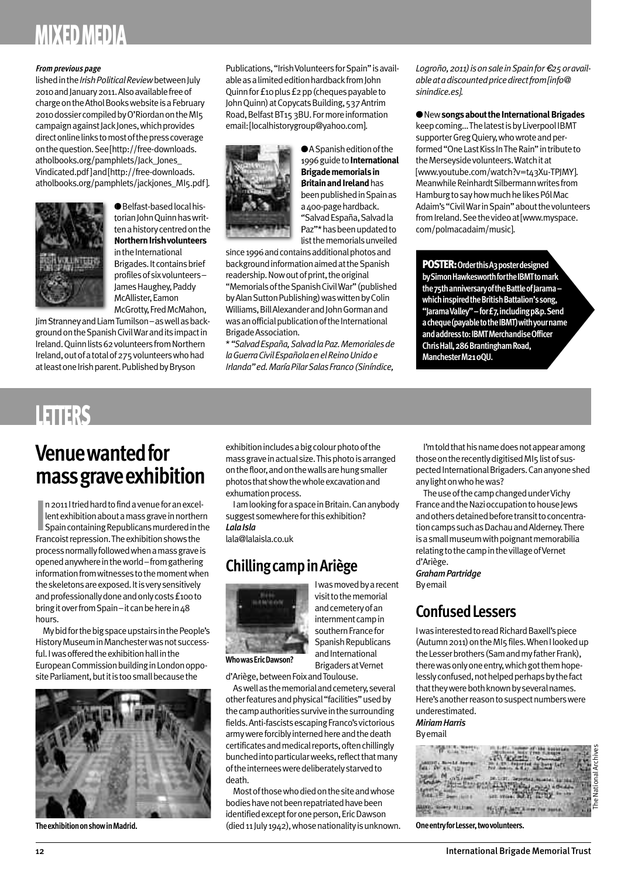# MIXED MEDIA

***From previous page***

lished in the *Irish Political Review* between July 2010 and January 2011. Also available free of charge on the Athol Books website is a February 2010 dossier compiled by O'Riordan on the MI5 campaign against Jack Jones, which provides direct online links to most of the press coverage on the question. See [http://free-downloads.atholbooks.org/pamphlets/Jack_Jones_Vindicated.pdf] and [http://free-downloads.atholbooks.org/pamphlets/jackjones_MI5.pdf].

● Belfast-based local historian John Quinn has written a history centred on the **Northern Irish volunteers** in the International Brigades. It contains brief profiles of six volunteers – James Haughey, Paddy McAllister, Eamon McGrotty, Fred McMahon, Jim Stranney and Liam Tumilson – as well as background on the Spanish Civil War and its impact in Ireland. Quinn lists 62 volunteers from Northern Ireland, out of a total of 275 volunteers who had at least one Irish parent. Published by Bryson Publications, "Irish Volunteers for Spain" is available as a limited edition hardback from John Quinn for £10 plus £2 pp (cheques payable to John Quinn) at Copycats Building, 537 Antrim Road, Belfast BT15 3BU. For more information email: [localhistorygroup@yahoo.com].

● A Spanish edition of the 1996 guide to **International Brigade memorials in Britain and Ireland** has been published in Spain as a 400-page hardback. "Salvad España, Salvad la Paz"* has been updated to list the memorials unveiled since 1996 and contains additional photos and background information aimed at the Spanish readership. Now out of print, the original "Memorials of the Spanish Civil War" (published by Alan Sutton Publishing) was witten by Colin Williams, Bill Alexander and John Gorman and was an official publication of the International Brigade Association.

\* *"Salvad España, Salvad la Paz. Memoriales de la Guerra Civil Española en el Reino Unido e Irlanda" ed. María Pilar Salas Franco (Siníndice, Logroño, 2011) is on sale in Spain for €25 or available at a discounted price direct from [info@sinindice.es].*

● New **songs about the International Brigades** keep coming… The latest is by Liverpool IBMT supporter Greg Quiery, who wrote and performed "One Last Kiss In The Rain" in tribute to the Merseyside volunteers. Watch it at [www.youtube.com/watch?v=t43Xu-TPJMY]. Meanwhile Reinhardt Silbermann writes from Hamburg to say how much he likes Pól Mac Adaim's "Civil War in Spain" about the volunteers from Ireland. See the video at [www.myspace.com/polmacadaim/music].

**POSTER: Order this A3 poster designed by Simon Hawkesworth for the IBMT to mark the 75th anniversary of the Battle of Jarama – which inspired the British Battalion's song, "Jarama Valley" – for £7, including p&p. Send a cheque (payable to the IBMT) with your name and address to: IBMT Merchandise Officer Chris Hall, 286 Brantingham Road, Manchester M21 0QU.**

# LETTERS

## Venue wanted for mass grave exhibition

In 2011 I tried hard to find a venue for an excellent exhibition about a mass grave in northern Spain containing Republicans murdered in the Francoist repression. The exhibition shows the process normally followed when a mass grave is opened anywhere in the world – from gathering information from witnesses to the moment when the skeletons are exposed. It is very sensitively and professionally done and only costs £100 to bring it over from Spain – it can be here in 48 hours.

My bid for the big space upstairs in the People's History Museum in Manchester was not successful. I was offered the exhibition hall in the European Commission building in London opposite Parliament, but it is too small because the exhibition includes a big colour photo of the mass grave in actual size. This photo is arranged on the floor, and on the walls are hung smaller photos that show the whole excavation and exhumation process.

I am looking for a space in Britain. Can anybody suggest somewhere for this exhibition?

***Lala Isla***
lala@lalaisla.co.uk

**The exhibition on show in Madrid.**

## Chilling camp in Ariège

I was moved by a recent visit to the memorial and cemetery of an internment camp in southern France for Spanish Republicans and International Brigaders at Vernet d'Ariège, between Foix and Toulouse.

As well as the memorial and cemetery, several other features and physical "facilities" used by the camp authorities survive in the surrounding fields. Anti-fascists escaping Franco's victorious army were forcibly interned here and the death certificates and medical reports, often chillingly bunched into particular weeks, reflect that many of the internees were deliberately starved to death.

Most of those who died on the site and whose bodies have not been repatriated have been identified except for one person, Eric Dawson (died 11 July 1942), whose nationality is unknown.

I'm told that his name does not appear among those on the recently digitised MI5 list of suspected International Brigaders. Can anyone shed any light on who he was?

The use of the camp changed under Vichy France and the Nazi occupation to house Jews and others detained before transit to concentration camps such as Dachau and Alderney. There is a small museum with poignant memorabilia relating to the camp in the village of Vernet d'Ariège.

***Graham Partridge***
By email

**Who was Eric Dawson?**

## Confused Lessers

I was interested to read Richard Baxell's piece (Autumn 2011) on the MI5 files. When I looked up the Lesser brothers (Sam and my father Frank), there was only one entry, which got them hopelessly confused, not helped perhaps by the fact that they were both known by several names. Here's another reason to suspect numbers were underestimated.

***Miriam Harris***
By email

The National Archives

**One entry for Lesser, two volunteers.**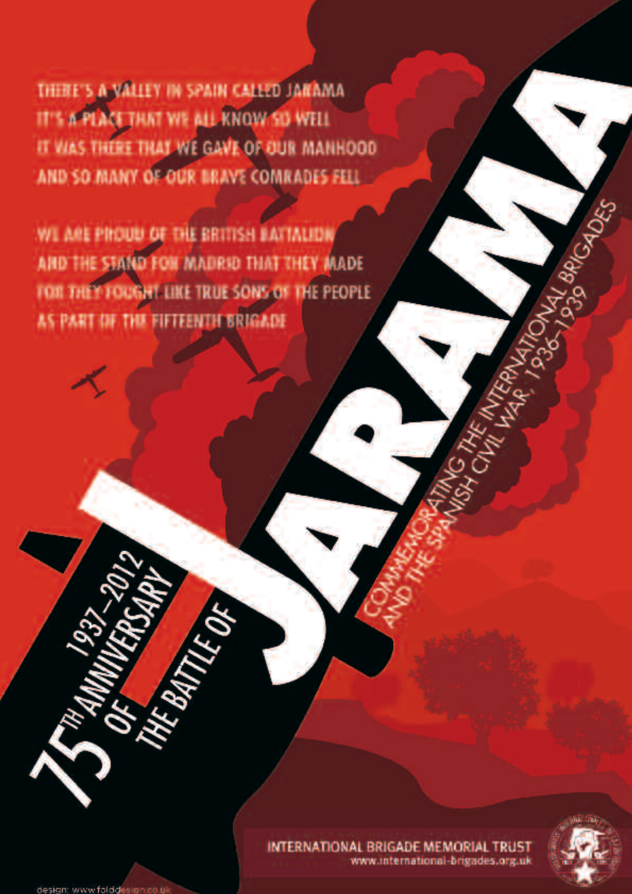THERE'S A VALLEY IN SPAIN CALLED JARAMA
IT'S A PLACE THAT WE ALL KNOW SO WELL
IT WAS THERE THAT WE GAVE OF OUR MANHOOD
AND SO MANY OF OUR BRAVE COMRADES FELL

WE ARE PROUD OF THE BRITISH BATTALION
AND THE STAND FOR MADRID THAT THEY MADE
FOR THEY FOUGHT LIKE TRUE SONS OF THE PEOPLE
AS PART OF THE FIFTEENTH BRIGADE

# 75TH ANNIVERSARY OF THE BATTLE OF JARAMA

1937–2012

COMMEMORATING THE INTERNATIONAL BRIGADES AND THE SPANISH CIVIL WAR, 1936–1939

INTERNATIONAL BRIGADE MEMORIAL TRUST
www.international-brigades.org.uk

design: www.folddesign.co.uk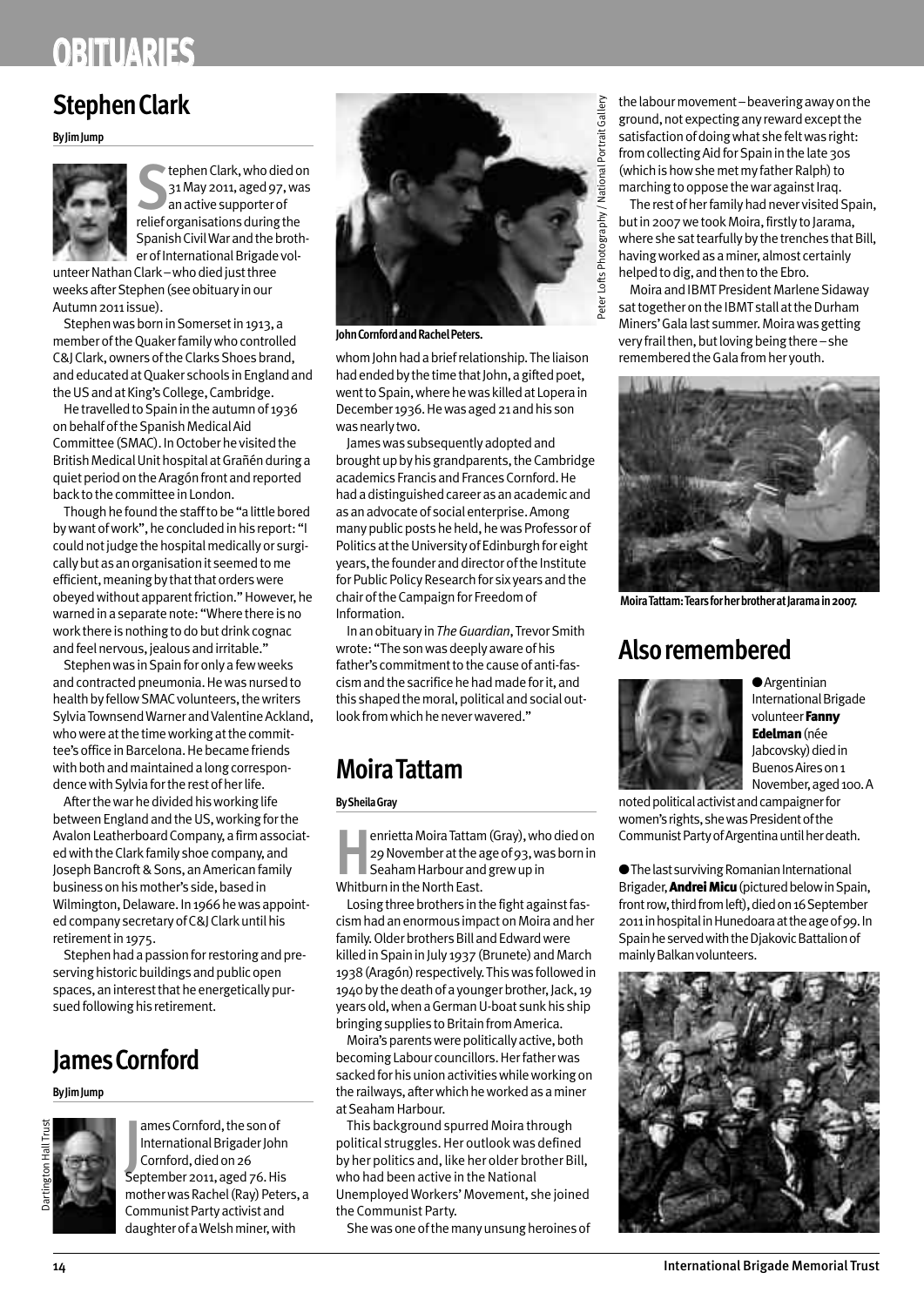# OBITUARIES

## Stephen Clark

**By Jim Jump**

Stephen Clark, who died on 31 May 2011, aged 97, was an active supporter of relief organisations during the Spanish Civil War and the brother of International Brigade volunteer Nathan Clark – who died just three weeks after Stephen (see obituary in our Autumn 2011 issue).

Stephen was born in Somerset in 1913, a member of the Quaker family who controlled C&J Clark, owners of the Clarks Shoes brand, and educated at Quaker schools in England and the US and at King's College, Cambridge.

He travelled to Spain in the autumn of 1936 on behalf of the Spanish Medical Aid Committee (SMAC). In October he visited the British Medical Unit hospital at Grañén during a quiet period on the Aragón front and reported back to the committee in London.

Though he found the staff to be "a little bored by want of work", he concluded in his report: "I could not judge the hospital medically or surgically but as an organisation it seemed to me efficient, meaning by that that orders were obeyed without apparent friction." However, he warned in a separate note: "Where there is no work there is nothing to do but drink cognac and feel nervous, jealous and irritable."

Stephen was in Spain for only a few weeks and contracted pneumonia. He was nursed to health by fellow SMAC volunteers, the writers Sylvia Townsend Warner and Valentine Ackland, who were at the time working at the committee's office in Barcelona. He became friends with both and maintained a long correspondence with Sylvia for the rest of her life.

After the war he divided his working life between England and the US, working for the Avalon Leatherboard Company, a firm associated with the Clark family shoe company, and Joseph Bancroft & Sons, an American family business on his mother's side, based in Wilmington, Delaware. In 1966 he was appointed company secretary of C&J Clark until his retirement in 1975.

Stephen had a passion for restoring and preserving historic buildings and public open spaces, an interest that he energetically pursued following his retirement.

## James Cornford

**By Jim Jump**

Dartington Hall Trust

James Cornford, the son of International Brigader John Cornford, died on 26 September 2011, aged 76. His mother was Rachel (Ray) Peters, a Communist Party activist and daughter of a Welsh miner, with whom John had a brief relationship. The liaison had ended by the time that John, a gifted poet, went to Spain, where he was killed at Lopera in December 1936. He was aged 21 and his son was nearly two.

Peter Lofts Photography / National Portrait Gallery

**John Cornford and Rachel Peters.**

James was subsequently adopted and brought up by his grandparents, the Cambridge academics Francis and Frances Cornford. He had a distinguished career as an academic and as an advocate of social enterprise. Among many public posts he held, he was Professor of Politics at the University of Edinburgh for eight years, the founder and director of the Institute for Public Policy Research for six years and the chair of the Campaign for Freedom of Information.

In an obituary in *The Guardian*, Trevor Smith wrote: "The son was deeply aware of his father's commitment to the cause of anti-fascism and the sacrifice he had made for it, and this shaped the moral, political and social outlook from which he never wavered."

## Moira Tattam

**By Sheila Gray**

Henrietta Moira Tattam (Gray), who died on 29 November at the age of 93, was born in Seaham Harbour and grew up in Whitburn in the North East.

Losing three brothers in the fight against fascism had an enormous impact on Moira and her family. Older brothers Bill and Edward were killed in Spain in July 1937 (Brunete) and March 1938 (Aragón) respectively. This was followed in 1940 by the death of a younger brother, Jack, 19 years old, when a German U-boat sunk his ship bringing supplies to Britain from America.

Moira's parents were politically active, both becoming Labour councillors. Her father was sacked for his union activities while working on the railways, after which he worked as a miner at Seaham Harbour.

This background spurred Moira through political struggles. Her outlook was defined by her politics and, like her older brother Bill, who had been active in the National Unemployed Workers' Movement, she joined the Communist Party.

She was one of the many unsung heroines of the labour movement – beavering away on the ground, not expecting any reward except the satisfaction of doing what she felt was right: from collecting Aid for Spain in the late 30s (which is how she met my father Ralph) to marching to oppose the war against Iraq.

The rest of her family had never visited Spain, but in 2007 we took Moira, firstly to Jarama, where she sat tearfully by the trenches that Bill, having worked as a miner, almost certainly helped to dig, and then to the Ebro.

Moira and IBMT President Marlene Sidaway sat together on the IBMT stall at the Durham Miners' Gala last summer. Moira was getting very frail then, but loving being there – she remembered the Gala from her youth.

**Moira Tattam: Tears for her brother at Jarama in 2007.**

## Also remembered

- Argentinian International Brigade volunteer **Fanny Edelman** (née Jabcovsky) died in Buenos Aires on 1 November, aged 100. A noted political activist and campaigner for women's rights, she was President of the Communist Party of Argentina until her death.

- The last surviving Romanian International Brigader, **Andrei Micu** (pictured below in Spain, front row, third from left), died on 16 September 2011 in hospital in Hunedoara at the age of 99. In Spain he served with the Djakovic Battalion of mainly Balkan volunteers.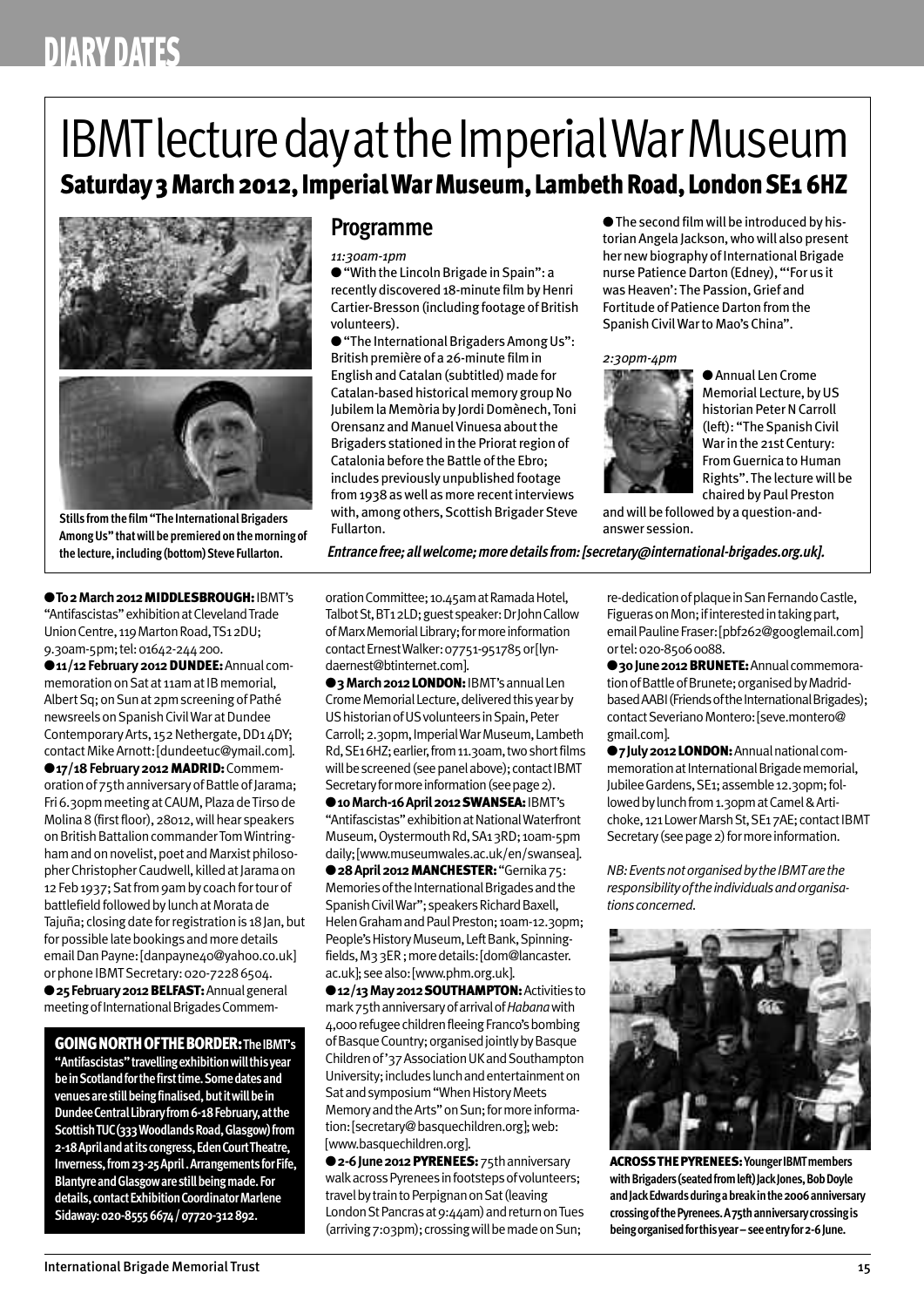# DIARY DATES

# IBMT lecture day at the Imperial War Museum

## Saturday 3 March 2012, Imperial War Museum, Lambeth Road, London SE1 6HZ

Stills from the film "The International Brigaders Among Us" that will be premiered on the morning of the lecture, including (bottom) Steve Fullarton.

## Programme

*11:30am-1pm*

- "With the Lincoln Brigade in Spain": a recently discovered 18-minute film by Henri Cartier-Bresson (including footage of British volunteers).
- "The International Brigaders Among Us": British première of a 26-minute film in English and Catalan (subtitled) made for Catalan-based historical memory group No Jubilem la Memòria by Jordi Domènech, Toni Orensanz and Manuel Vinuesa about the Brigaders stationed in the Priorat region of Catalonia before the Battle of the Ebro; includes previously unpublished footage from 1938 as well as more recent interviews with, among others, Scottish Brigader Steve Fullarton.
- The second film will be introduced by historian Angela Jackson, who will also present her new biography of International Brigade nurse Patience Darton (Edney), "'For us it was Heaven': The Passion, Grief and Fortitude of Patience Darton from the Spanish Civil War to Mao's China".

*2:30pm-4pm*

- Annual Len Crome Memorial Lecture, by US historian Peter N Carroll (left): "The Spanish Civil War in the 21st Century: From Guernica to Human Rights". The lecture will be chaired by Paul Preston and will be followed by a question-and-answer session.

***Entrance free; all welcome; more details from: [secretary@international-brigades.org.uk].***

● **To 2 March 2012 MIDDLESBROUGH:** IBMT's "Antifascistas" exhibition at Cleveland Trade Union Centre, 119 Marton Road, TS1 2DU; 9.30am-5pm; tel: 01642-244 200.

● **11/12 February 2012 DUNDEE:** Annual commemoration on Sat at 11am at IB memorial, Albert Sq; on Sun at 2pm screening of Pathé newsreels on Spanish Civil War at Dundee Contemporary Arts, 152 Nethergate, DD1 4DY; contact Mike Arnott: [dundeetuc@ymail.com].

● **17/18 February 2012 MADRID:** Commemoration of 75th anniversary of Battle of Jarama; Fri 6.30pm meeting at CAUM, Plaza de Tirso de Molina 8 (first floor), 28012, will hear speakers on British Battalion commander Tom Wintringham and on novelist, poet and Marxist philosopher Christopher Caudwell, killed at Jarama on 12 Feb 1937; Sat from 9am by coach for tour of battlefield followed by lunch at Morata de Tajuña; closing date for registration is 18 Jan, but for possible late bookings and more details email Dan Payne: [danpayne40@yahoo.co.uk] or phone IBMT Secretary: 020-7228 6504.

● **25 February 2012 BELFAST:** Annual general meeting of International Brigades Commemoration Committee; 10.45am at Ramada Hotel, Talbot St, BT1 2LD; guest speaker: Dr John Callow of Marx Memorial Library; for more information contact Ernest Walker: 07751-951785 or [lyndaernest@btinternet.com].

● **3 March 2012 LONDON:** IBMT's annual Len Crome Memorial Lecture, delivered this year by US historian of US volunteers in Spain, Peter Carroll; 2.30pm, Imperial War Museum, Lambeth Rd, SE1 6HZ; earlier, from 11.30am, two short films will be screened (see panel above); contact IBMT Secretary for more information (see page 2).

● **10 March-16 April 2012 SWANSEA:** IBMT's "Antifascistas" exhibition at National Waterfront Museum, Oystermouth Rd, SA1 3RD; 10am-5pm daily; [www.museumwales.ac.uk/en/swansea].

● **28 April 2012 MANCHESTER:** "Gernika 75: Memories of the International Brigades and the Spanish Civil War"; speakers Richard Baxell, Helen Graham and Paul Preston; 10am-12.30pm; People's History Museum, Left Bank, Spinningfields, M3 3ER ; more details: [dom@lancaster.ac.uk]; see also: [www.phm.org.uk].

● **12/13 May 2012 SOUTHAMPTON:** Activities to mark 75th anniversary of arrival of *Habana* with 4,000 refugee children fleeing Franco's bombing of Basque Country; organised jointly by Basque Children of '37 Association UK and Southampton University; includes lunch and entertainment on Sat and symposium "When History Meets Memory and the Arts" on Sun; for more information: [secretary@basquechildren.org]; web: [www.basquechildren.org].

● **2-6 June 2012 PYRENEES:** 75th anniversary walk across Pyrenees in footsteps of volunteers; travel by train to Perpignan on Sat (leaving London St Pancras at 9:44am) and return on Tues (arriving 7:03pm); crossing will be made on Sun; re-dedication of plaque in San Fernando Castle, Figueras on Mon; if interested in taking part, email Pauline Fraser: [pbf262@googlemail.com] or tel: 020-8506 0088.

● **30 June 2012 BRUNETE:** Annual commemoration of Battle of Brunete; organised by Madrid-based AABI (Friends of the International Brigades); contact Severiano Montero: [seve.montero@gmail.com].

● **7 July 2012 LONDON:** Annual national commemoration at International Brigade memorial, Jubilee Gardens, SE1; assemble 12.30pm; followed by lunch from 1.30pm at Camel & Artichoke, 121 Lower Marsh St, SE1 7AE; contact IBMT Secretary (see page 2) for more information.

*NB: Events not organised by the IBMT are the responsibility of the individuals and organisations concerned.*

**GOING NORTH OF THE BORDER: The IBMT's "Antifascistas" travelling exhibition will this year be in Scotland for the first time. Some dates and venues are still being finalised, but it will be in Dundee Central Library from 6-18 February, at the Scottish TUC (333 Woodlands Road, Glasgow) from 2-18 April and at its congress, Eden Court Theatre, Inverness, from 23-25 April. Arrangements for Fife, Blantyre and Glasgow are still being made. For details, contact Exhibition Coordinator Marlene Sidaway: 020-8555 6674 / 07720-312 892.**

**ACROSS THE PYRENEES: Younger IBMT members with Brigaders (seated from left) Jack Jones, Bob Doyle and Jack Edwards during a break in the 2006 anniversary crossing of the Pyrenees. A 75th anniversary crossing is being organised for this year – see entry for 2-6 June.**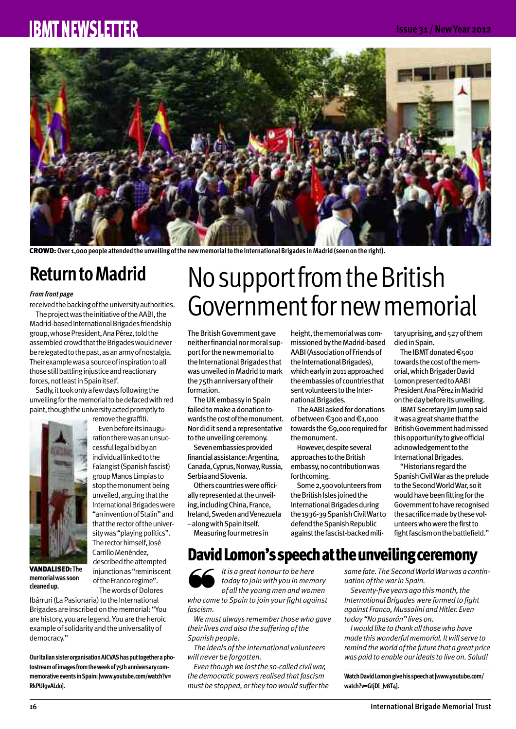**CROWD:** Over 1,000 people attended the unveiling of the new memorial to the International Brigades in Madrid (seen on the right).

## Return to Madrid

*From front page*

received the backing of the university authorities.

The project was the initiative of the AABI, the Madrid-based International Brigades friendship group, whose President, Ana Pérez, told the assembled crowd that the Brigades would never be relegated to the past, as an army of nostalgia. Their example was a source of inspiration to all those still battling injustice and reactionary forces, not least in Spain itself.

Sadly, it took only a few days following the unveiling for the memorial to be defaced with red paint, though the university acted promptly to remove the graffiti.

Even before its inauguration there was an unsuccessful legal bid by an individual linked to the Falangist (Spanish fascist) group Manos Limpias to stop the monument being unveiled, arguing that the International Brigades were "an invention of Stalin" and that the rector of the university was "playing politics". The rector himself, José Carrillo Menéndez, described the attempted injunction as "reminiscent of the Franco regime".

**VANDALISED:** The memorial was soon cleaned up.

The words of Dolores Ibárruri (La Pasionaria) to the International Brigades are inscribed on the memorial: "You are history, you are legend. You are the heroic example of solidarity and the universality of democracy."

**Our Italian sister organisation AICVAS has put together a photostream of images from the week of 75th anniversary commemorative events in Spain: [www.youtube.com/watch?v=RkPUI9vALdo].**

# No support from the British Government for new memorial

The British Government gave neither financial nor moral support for the new memorial to the International Brigades that was unveiled in Madrid to mark the 75th anniversary of their formation.

The UK embassy in Spain failed to make a donation towards the cost of the monument. Nor did it send a representative to the unveiling ceremony.

Seven embassies provided financial assistance: Argentina, Canada, Cyprus, Norway, Russia, Serbia and Slovenia.

Others countries were officially represented at the unveiling, including China, France, Ireland, Sweden and Venezuela – along with Spain itself.

Measuring four metres in height, the memorial was commissioned by the Madrid-based AABI (Association of Friends of the International Brigades), which early in 2011 approached the embassies of countries that sent volunteers to the International Brigades.

The AABI asked for donations of between €300 and €1,000 towards the €9,000 required for the monument.

However, despite several approaches to the British embassy, no contribution was forthcoming.

Some 2,500 volunteers from the British Isles joined the International Brigades during the 1936-39 Spanish Civil War to defend the Spanish Republic against the fascist-backed military uprising, and 527 of them died in Spain.

The IBMT donated €500 towards the cost of the memorial, which Brigader David Lomon presented to AABI President Ana Pérez in Madrid on the day before its unveiling.

IBMT Secretary Jim Jump said it was a great shame that the British Government had missed this opportunity to give official acknowledgement to the International Brigades.

"Historians regard the Spanish Civil War as the prelude to the Second World War, so it would have been fitting for the Government to have recognised the sacrifice made by these volunteers who were the first to fight fascism on the battlefield."

## David Lomon's speech at the unveiling ceremony

*It is a great honour to be here today to join with you in memory of all the young men and women who came to Spain to join your fight against fascism.*

*We must always remember those who gave their lives and also the suffering of the Spanish people.*

*The ideals of the international volunteers will never be forgotten.*

*Even though we lost the so-called civil war, the democratic powers realised that fascism must be stopped, or they too would suffer the same fate. The Second World War was a continuation of the war in Spain.*

*Seventy-five years ago this month, the International Brigades were formed to fight against Franco, Mussolini and Hitler. Even today "No pasarán" lives on.*

*I would like to thank all those who have made this wonderful memorial. It will serve to remind the world of the future that a great price was paid to enable our ideals to live on. Salud!*

**Watch David Lomon give his speech at [www.youtube.com/watch?v=GtjDl_Jv8T4].**